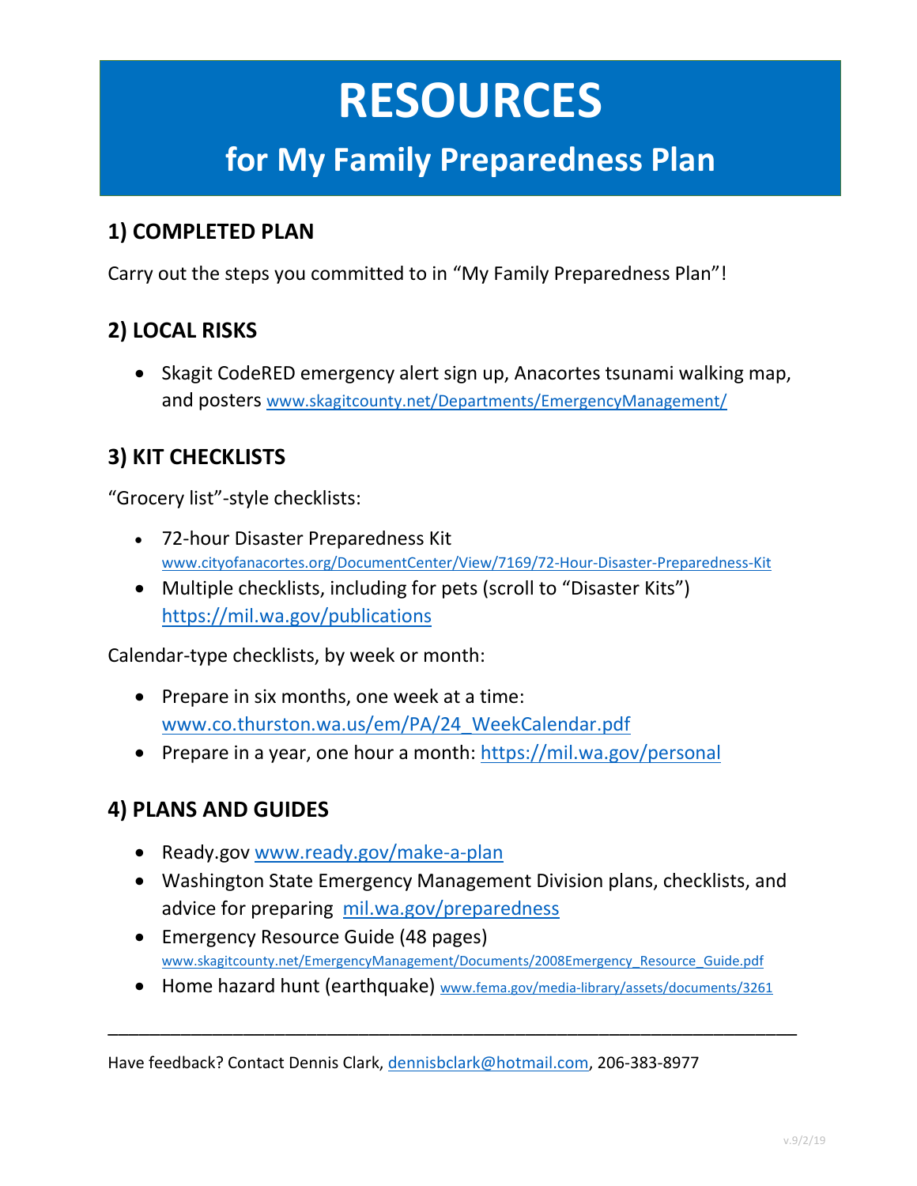# RESOURCES

## for My Family Preparedness Plan

### 1) COMPLETED PLAN

Carry out the steps you committed to in "My Family Preparedness Plan"!

### 2) LOCAL RISKS

- Skagit CodeRED emergency alert sign up, Anacortes tsunami walking map, and posters www.skagitcounty.net/Departments/EmergencyManagement/

### 3) KIT CHECKLISTS

"Grocery list"-style checklists:

- 72-hour Disaster Preparedness Kit www.cityofanacortes.org/DocumentCenter/View/7169/72-Hour-Disaster-Preparedness-Kit
- Multiple checklists, including for pets (scroll to "Disaster Kits") https://mil.wa.gov/publications

Calendar-type checklists, by week or month:

- Prepare in six months, one week at a time: www.co.thurston.wa.us/em/PA/24_WeekCalendar.pdf
- Prepare in a year, one hour a month: https://mil.wa.gov/personal

### 4) PLANS AND GUIDES

- Ready.gov www.ready.gov/make-a-plan
- Washington State Emergency Management Division plans, checklists, and advice for preparing mil.wa.gov/preparedness
- Emergency Resource Guide (48 pages) www.skagitcounty.net/EmergencyManagement/Documents/2008Emergency_Resource_Guide.pdf
- Home hazard hunt (earthquake) www.fema.gov/media-library/assets/documents/3261

---

Have feedback? Contact Dennis Clark, dennisbclark@hotmail.com, 206-383-8977

v.9/2/19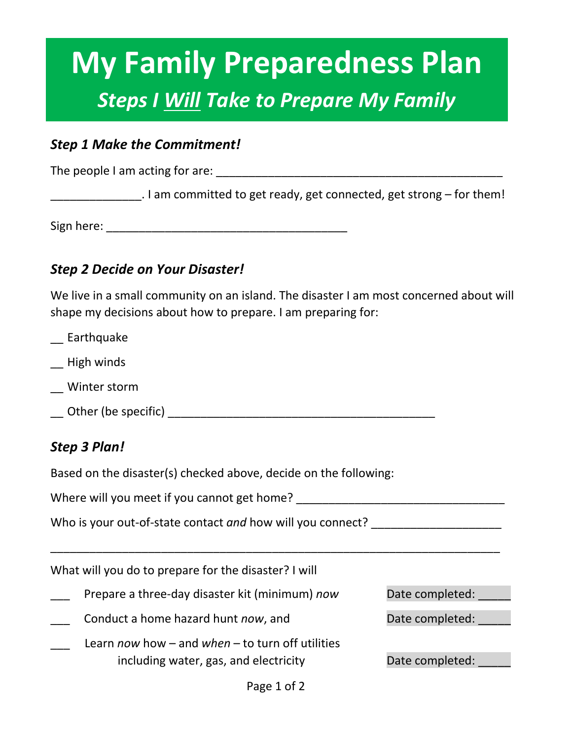# My Family Preparedness Plan

## *Steps I Will Take to Prepare My Family*

### *Step 1 Make the Commitment!*

The people I am acting for are: _____________________________________________

_____________. I am committed to get ready, get connected, get strong – for them!

Sign here: _____________________________________

### *Step 2 Decide on Your Disaster!*

We live in a small community on an island. The disaster I am most concerned about will shape my decisions about how to prepare. I am preparing for:

__ Earthquake

__ High winds

__ Winter storm

__ Other (be specific) __________________________________________

### *Step 3 Plan!*

Based on the disaster(s) checked above, decide on the following:

Where will you meet if you cannot get home? ________________________________

Who is your out-of-state contact *and* how will you connect? ____________________

______________________________________________________________________

What will you do to prepare for the disaster? I will

___ Prepare a three-day disaster kit (minimum) *now* Date completed: _____

___ Conduct a home hazard hunt *now*, and Date completed: _____

___ Learn *now* how – and *when* – to turn off utilities including water, gas, and electricity Date completed: _____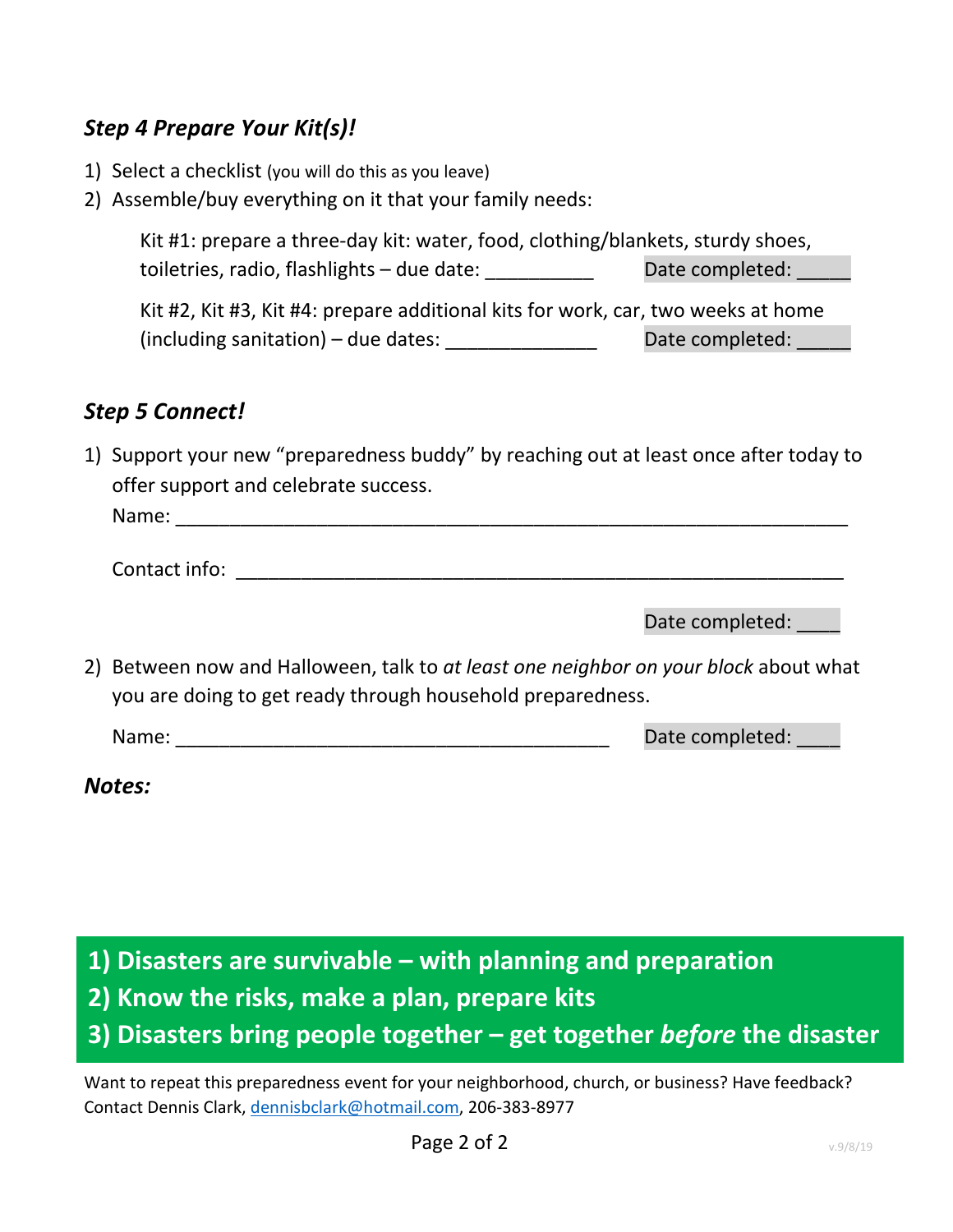### *Step 4 Prepare Your Kit(s)!*

1) Select a checklist (you will do this as you leave)
2) Assemble/buy everything on it that your family needs:

   Kit #1: prepare a three-day kit: water, food, clothing/blankets, sturdy shoes, toiletries, radio, flashlights – due date: __________ Date completed: _____

   Kit #2, Kit #3, Kit #4: prepare additional kits for work, car, two weeks at home (including sanitation) – due dates: ______________ Date completed: _____

### *Step 5 Connect!*

1) Support your new "preparedness buddy" by reaching out at least once after today to offer support and celebrate success.

   Name: ______________________________________________________________

   Contact info: _________________________________________________________

   Date completed: ____

2) Between now and Halloween, talk to *at least one neighbor on your block* about what you are doing to get ready through household preparedness.

   Name: ________________________________________ Date completed: ____

### *Notes:*

**1) Disasters are survivable – with planning and preparation**
**2) Know the risks, make a plan, prepare kits**
**3) Disasters bring people together – get together *before* the disaster**

Want to repeat this preparedness event for your neighborhood, church, or business? Have feedback? Contact Dennis Clark, dennisbclark@hotmail.com, 206-383-8977

v.9/8/19